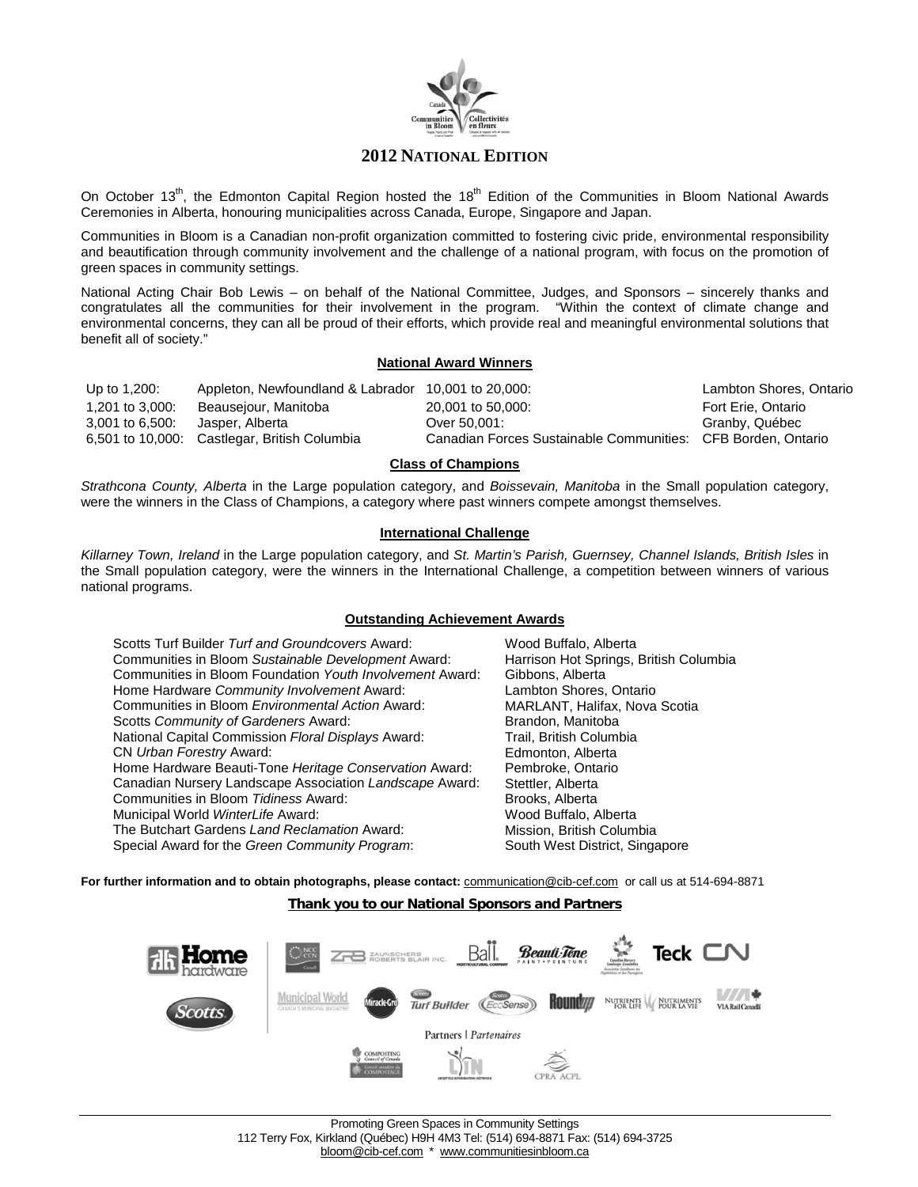## 2012 NATIONAL EDITION

On October 13th, the Edmonton Capital Region hosted the 18th Edition of the Communities in Bloom National Awards Ceremonies in Alberta, honouring municipalities across Canada, Europe, Singapore and Japan.

Communities in Bloom is a Canadian non-profit organization committed to fostering civic pride, environmental responsibility and beautification through community involvement and the challenge of a national program, with focus on the promotion of green spaces in community settings.

National Acting Chair Bob Lewis – on behalf of the National Committee, Judges, and Sponsors – sincerely thanks and congratulates all the communities for their involvement in the program. "Within the context of climate change and environmental concerns, they can all be proud of their efforts, which provide real and meaningful environmental solutions that benefit all of society."

### National Award Winners

| | | | |
|---|---|---|---|
| Up to 1,200: | Appleton, Newfoundland & Labrador | 10,001 to 20,000: | Lambton Shores, Ontario |
| 1,201 to 3,000: | Beausejour, Manitoba | 20,001 to 50,000: | Fort Erie, Ontario |
| 3,001 to 6,500: | Jasper, Alberta | Over 50,001: | Granby, Québec |
| 6,501 to 10,000: | Castlegar, British Columbia | Canadian Forces Sustainable Communities: | CFB Borden, Ontario |

### Class of Champions

*Strathcona County, Alberta* in the Large population category, and *Boissevain, Manitoba* in the Small population category, were the winners in the Class of Champions, a category where past winners compete amongst themselves.

### International Challenge

*Killarney Town, Ireland* in the Large population category, and *St. Martin's Parish, Guernsey, Channel Islands, British Isles* in the Small population category, were the winners in the International Challenge, a competition between winners of various national programs.

### Outstanding Achievement Awards

| | |
|---|---|
| Scotts Turf Builder *Turf and Groundcovers* Award: | Wood Buffalo, Alberta |
| Communities in Bloom *Sustainable Development* Award: | Harrison Hot Springs, British Columbia |
| Communities in Bloom Foundation *Youth Involvement* Award: | Gibbons, Alberta |
| Home Hardware *Community Involvement* Award: | Lambton Shores, Ontario |
| Communities in Bloom *Environmental Action* Award: | MARLANT, Halifax, Nova Scotia |
| Scotts *Community of Gardeners* Award: | Brandon, Manitoba |
| National Capital Commission *Floral Displays* Award: | Trail, British Columbia |
| CN *Urban Forestry* Award: | Edmonton, Alberta |
| Home Hardware Beauti-Tone *Heritage Conservation* Award: | Pembroke, Ontario |
| Canadian Nursery Landscape Association *Landscape* Award: | Stettler, Alberta |
| Communities in Bloom *Tidiness* Award: | Brooks, Alberta |
| Municipal World *WinterLife* Award: | Wood Buffalo, Alberta |
| The Butchart Gardens *Land Reclamation* Award: | Mission, British Columbia |
| Special Award for the *Green Community Program*: | South West District, Singapore |

**For further information and to obtain photographs, please contact:** communication@cib-cef.com or call us at 514-694-8871

**Thank you to our National Sponsors and Partners**

Partners | *Partenaires*

Promoting Green Spaces in Community Settings
112 Terry Fox, Kirkland (Québec) H9H 4M3 Tel: (514) 694-8871 Fax: (514) 694-3725
bloom@cib-cef.com * www.communitiesinbloom.ca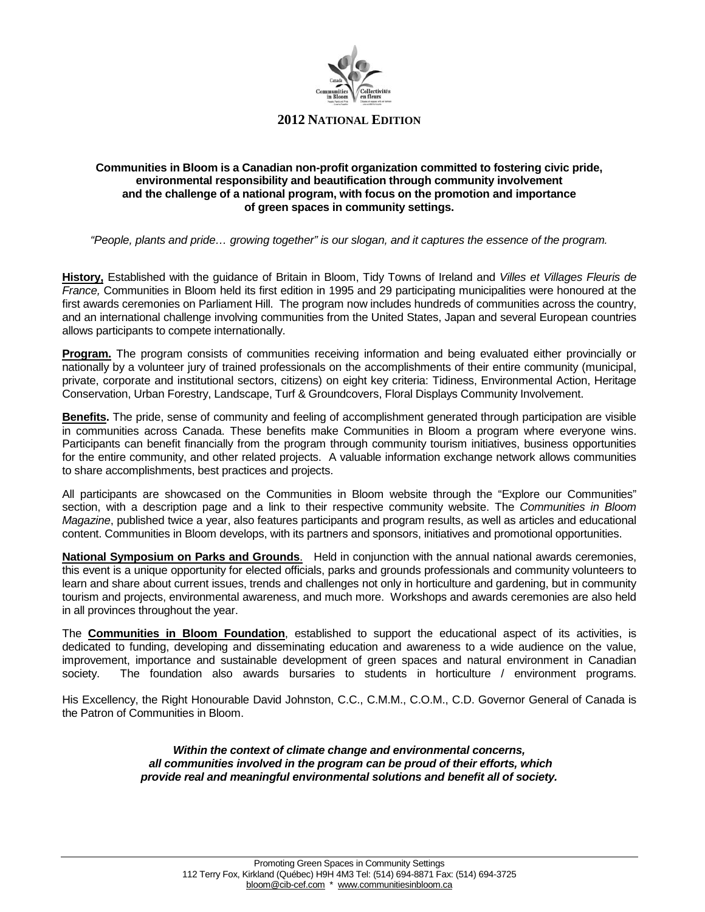## 2012 NATIONAL EDITION

**Communities in Bloom is a Canadian non-profit organization committed to fostering civic pride, environmental responsibility and beautification through community involvement and the challenge of a national program, with focus on the promotion and importance of green spaces in community settings.**

*"People, plants and pride… growing together" is our slogan, and it captures the essence of the program.*

**History,** Established with the guidance of Britain in Bloom, Tidy Towns of Ireland and *Villes et Villages Fleuris de France,* Communities in Bloom held its first edition in 1995 and 29 participating municipalities were honoured at the first awards ceremonies on Parliament Hill. The program now includes hundreds of communities across the country, and an international challenge involving communities from the United States, Japan and several European countries allows participants to compete internationally.

**Program.** The program consists of communities receiving information and being evaluated either provincially or nationally by a volunteer jury of trained professionals on the accomplishments of their entire community (municipal, private, corporate and institutional sectors, citizens) on eight key criteria: Tidiness, Environmental Action, Heritage Conservation, Urban Forestry, Landscape, Turf & Groundcovers, Floral Displays Community Involvement.

**Benefits.** The pride, sense of community and feeling of accomplishment generated through participation are visible in communities across Canada. These benefits make Communities in Bloom a program where everyone wins. Participants can benefit financially from the program through community tourism initiatives, business opportunities for the entire community, and other related projects. A valuable information exchange network allows communities to share accomplishments, best practices and projects.

All participants are showcased on the Communities in Bloom website through the "Explore our Communities" section, with a description page and a link to their respective community website. The *Communities in Bloom Magazine*, published twice a year, also features participants and program results, as well as articles and educational content. Communities in Bloom develops, with its partners and sponsors, initiatives and promotional opportunities.

**National Symposium on Parks and Grounds**. Held in conjunction with the annual national awards ceremonies, this event is a unique opportunity for elected officials, parks and grounds professionals and community volunteers to learn and share about current issues, trends and challenges not only in horticulture and gardening, but in community tourism and projects, environmental awareness, and much more. Workshops and awards ceremonies are also held in all provinces throughout the year.

The **Communities in Bloom Foundation**, established to support the educational aspect of its activities, is dedicated to funding, developing and disseminating education and awareness to a wide audience on the value, improvement, importance and sustainable development of green spaces and natural environment in Canadian society. The foundation also awards bursaries to students in horticulture / environment programs.

His Excellency, the Right Honourable David Johnston, C.C., C.M.M., C.O.M., C.D. Governor General of Canada is the Patron of Communities in Bloom.

***Within the context of climate change and environmental concerns, all communities involved in the program can be proud of their efforts, which provide real and meaningful environmental solutions and benefit all of society.***

Promoting Green Spaces in Community Settings
112 Terry Fox, Kirkland (Québec) H9H 4M3 Tel: (514) 694-8871 Fax: (514) 694-3725
bloom@cib-cef.com * www.communitiesinbloom.ca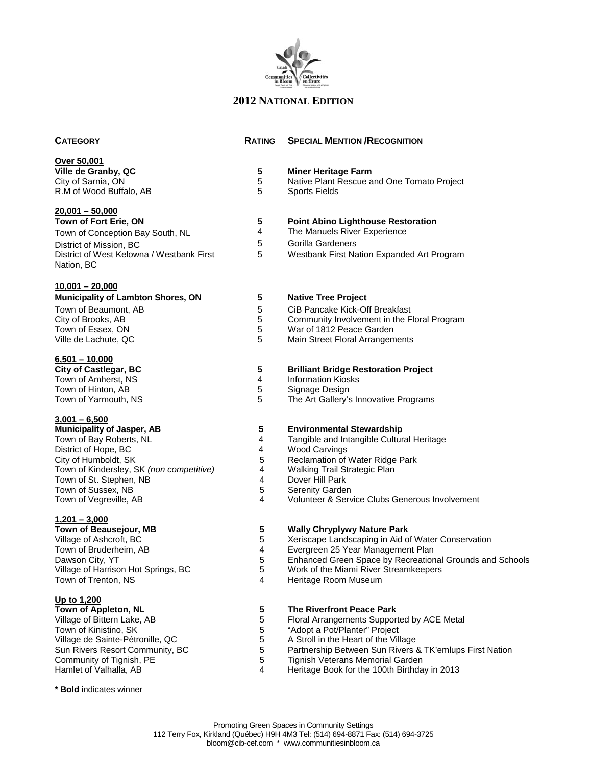## 2012 NATIONAL EDITION

| CATEGORY | RATING | SPECIAL MENTION /RECOGNITION |
|---|---|---|
| **Over 50,001** | | |
| **Ville de Granby, QC** | **5** | **Miner Heritage Farm** |
| City of Sarnia, ON | 5 | Native Plant Rescue and One Tomato Project |
| R.M of Wood Buffalo, AB | 5 | Sports Fields |
| **20,001 – 50,000** | | |
| **Town of Fort Erie, ON** | **5** | **Point Abino Lighthouse Restoration** |
| Town of Conception Bay South, NL | 4 | The Manuels River Experience |
| District of Mission, BC | 5 | Gorilla Gardeners |
| District of West Kelowna / Westbank First Nation, BC | 5 | Westbank First Nation Expanded Art Program |
| **10,001 – 20,000** | | |
| **Municipality of Lambton Shores, ON** | **5** | **Native Tree Project** |
| Town of Beaumont, AB | 5 | CiB Pancake Kick-Off Breakfast |
| City of Brooks, AB | 5 | Community Involvement in the Floral Program |
| Town of Essex, ON | 5 | War of 1812 Peace Garden |
| Ville de Lachute, QC | 5 | Main Street Floral Arrangements |
| **6,501 – 10,000** | | |
| **City of Castlegar, BC** | **5** | **Brilliant Bridge Restoration Project** |
| Town of Amherst, NS | 4 | Information Kiosks |
| Town of Hinton, AB | 5 | Signage Design |
| Town of Yarmouth, NS | 5 | The Art Gallery's Innovative Programs |
| **3,001 – 6,500** | | |
| **Municipality of Jasper, AB** | **5** | **Environmental Stewardship** |
| Town of Bay Roberts, NL | 4 | Tangible and Intangible Cultural Heritage |
| District of Hope, BC | 4 | Wood Carvings |
| City of Humboldt, SK | 5 | Reclamation of Water Ridge Park |
| Town of Kindersley, SK *(non competitive)* | 4 | Walking Trail Strategic Plan |
| Town of St. Stephen, NB | 4 | Dover Hill Park |
| Town of Sussex, NB | 5 | Serenity Garden |
| Town of Vegreville, AB | 4 | Volunteer & Service Clubs Generous Involvement |
| **1,201 – 3,000** | | |
| **Town of Beausejour, MB** | **5** | **Wally Chryplywy Nature Park** |
| Village of Ashcroft, BC | 5 | Xeriscape Landscaping in Aid of Water Conservation |
| Town of Bruderheim, AB | 4 | Evergreen 25 Year Management Plan |
| Dawson City, YT | 5 | Enhanced Green Space by Recreational Grounds and Schools |
| Village of Harrison Hot Springs, BC | 5 | Work of the Miami River Streamkeepers |
| Town of Trenton, NS | 4 | Heritage Room Museum |
| **Up to 1,200** | | |
| **Town of Appleton, NL** | **5** | **The Riverfront Peace Park** |
| Village of Bittern Lake, AB | 5 | Floral Arrangements Supported by ACE Metal |
| Town of Kinistino, SK | 5 | "Adopt a Pot/Planter" Project |
| Village de Sainte-Pétronille, QC | 5 | A Stroll in the Heart of the Village |
| Sun Rivers Resort Community, BC | 5 | Partnership Between Sun Rivers & TK'emlups First Nation |
| Community of Tignish, PE | 5 | Tignish Veterans Memorial Garden |
| Hamlet of Valhalla, AB | 4 | Heritage Book for the 100th Birthday in 2013 |

**\* Bold** indicates winner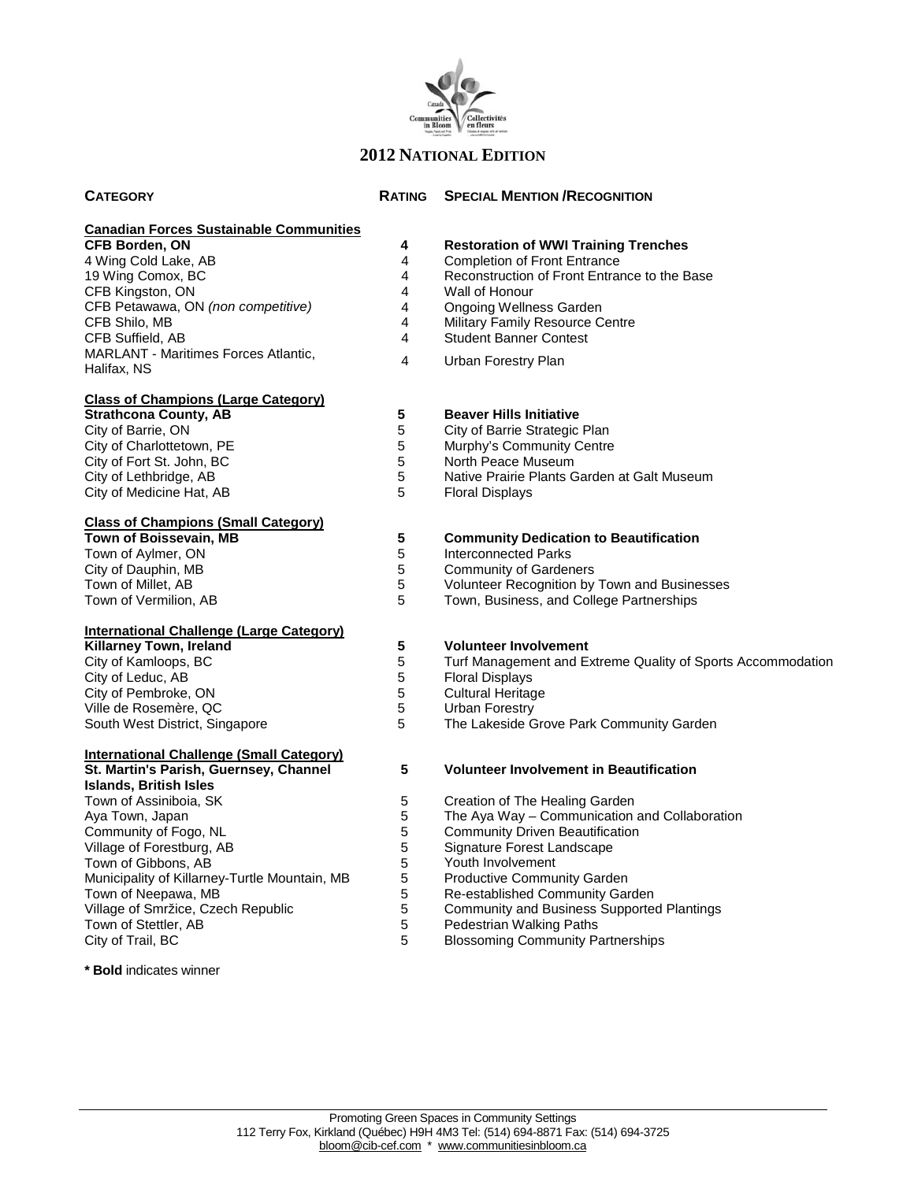## 2012 National Edition

| Category | Rating | Special Mention /Recognition |
|---|---|---|
| **Canadian Forces Sustainable Communities** | | |
| **CFB Borden, ON** | **4** | **Restoration of WWI Training Trenches** |
| 4 Wing Cold Lake, AB | 4 | Completion of Front Entrance |
| 19 Wing Comox, BC | 4 | Reconstruction of Front Entrance to the Base |
| CFB Kingston, ON | 4 | Wall of Honour |
| CFB Petawawa, ON *(non competitive)* | 4 | Ongoing Wellness Garden |
| CFB Shilo, MB | 4 | Military Family Resource Centre |
| CFB Suffield, AB | 4 | Student Banner Contest |
| MARLANT - Maritimes Forces Atlantic, Halifax, NS | 4 | Urban Forestry Plan |
| **Class of Champions (Large Category)** | | |
| **Strathcona County, AB** | **5** | **Beaver Hills Initiative** |
| City of Barrie, ON | 5 | City of Barrie Strategic Plan |
| City of Charlottetown, PE | 5 | Murphy's Community Centre |
| City of Fort St. John, BC | 5 | North Peace Museum |
| City of Lethbridge, AB | 5 | Native Prairie Plants Garden at Galt Museum |
| City of Medicine Hat, AB | 5 | Floral Displays |
| **Class of Champions (Small Category)** | | |
| **Town of Boissevain, MB** | **5** | **Community Dedication to Beautification** |
| Town of Aylmer, ON | 5 | Interconnected Parks |
| City of Dauphin, MB | 5 | Community of Gardeners |
| Town of Millet, AB | 5 | Volunteer Recognition by Town and Businesses |
| Town of Vermilion, AB | 5 | Town, Business, and College Partnerships |
| **International Challenge (Large Category)** | | |
| **Killarney Town, Ireland** | **5** | **Volunteer Involvement** |
| City of Kamloops, BC | 5 | Turf Management and Extreme Quality of Sports Accommodation |
| City of Leduc, AB | 5 | Floral Displays |
| City of Pembroke, ON | 5 | Cultural Heritage |
| Ville de Rosemère, QC | 5 | Urban Forestry |
| South West District, Singapore | 5 | The Lakeside Grove Park Community Garden |
| **International Challenge (Small Category)** | | |
| **St. Martin's Parish, Guernsey, Channel Islands, British Isles** | **5** | **Volunteer Involvement in Beautification** |
| Town of Assiniboia, SK | 5 | Creation of The Healing Garden |
| Aya Town, Japan | 5 | The Aya Way – Communication and Collaboration |
| Community of Fogo, NL | 5 | Community Driven Beautification |
| Village of Forestburg, AB | 5 | Signature Forest Landscape |
| Town of Gibbons, AB | 5 | Youth Involvement |
| Municipality of Killarney-Turtle Mountain, MB | 5 | Productive Community Garden |
| Town of Neepawa, MB | 5 | Re-established Community Garden |
| Village of Smržice, Czech Republic | 5 | Community and Business Supported Plantings |
| Town of Stettler, AB | 5 | Pedestrian Walking Paths |
| City of Trail, BC | 5 | Blossoming Community Partnerships |

* **Bold** indicates winner

Promoting Green Spaces in Community Settings
112 Terry Fox, Kirkland (Québec) H9H 4M3 Tel: (514) 694-8871 Fax: (514) 694-3725
bloom@cib-cef.com * www.communitiesinbloom.ca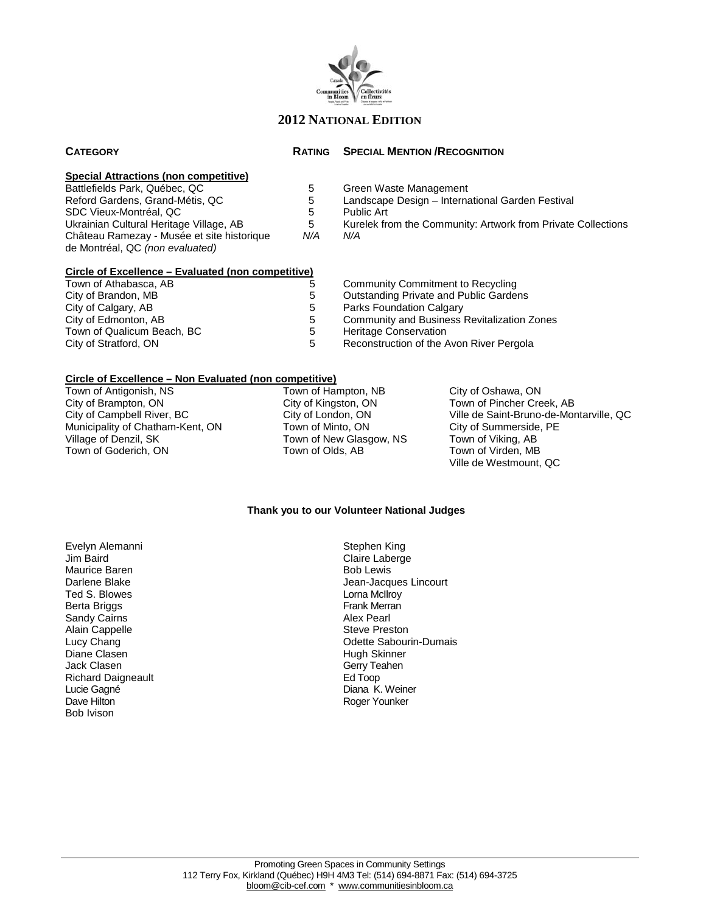## 2012 NATIONAL EDITION

| CATEGORY | RATING | SPECIAL MENTION /RECOGNITION |
|---|---|---|
| **Special Attractions (non competitive)** | | |
| Battlefields Park, Québec, QC | 5 | Green Waste Management |
| Reford Gardens, Grand-Métis, QC | 5 | Landscape Design – International Garden Festival |
| SDC Vieux-Montréal, QC | 5 | Public Art |
| Ukrainian Cultural Heritage Village, AB | 5 | Kurelek from the Community: Artwork from Private Collections |
| Château Ramezay - Musée et site historique de Montréal, QC *(non evaluated)* | *N/A* | *N/A* |
| **Circle of Excellence – Evaluated (non competitive)** | | |
| Town of Athabasca, AB | 5 | Community Commitment to Recycling |
| City of Brandon, MB | 5 | Outstanding Private and Public Gardens |
| City of Calgary, AB | 5 | Parks Foundation Calgary |
| City of Edmonton, AB | 5 | Community and Business Revitalization Zones |
| Town of Qualicum Beach, BC | 5 | Heritage Conservation |
| City of Stratford, ON | 5 | Reconstruction of the Avon River Pergola |

**Circle of Excellence – Non Evaluated (non competitive)**

Town of Antigonish, NS
City of Brampton, ON
City of Campbell River, BC
Municipality of Chatham-Kent, ON
Village of Denzil, SK
Town of Goderich, ON
Town of Hampton, NB
City of Kingston, ON
City of London, ON
Town of Minto, ON
Town of New Glasgow, NS
Town of Olds, AB
City of Oshawa, ON
Town of Pincher Creek, AB
Ville de Saint-Bruno-de-Montarville, QC
City of Summerside, PE
Town of Viking, AB
Town of Virden, MB
Ville de Westmount, QC

**Thank you to our Volunteer National Judges**

Evelyn Alemanni
Jim Baird
Maurice Baren
Darlene Blake
Ted S. Blowes
Berta Briggs
Sandy Cairns
Alain Cappelle
Lucy Chang
Diane Clasen
Jack Clasen
Richard Daigneault
Lucie Gagné
Dave Hilton
Bob Ivison
Stephen King
Claire Laberge
Bob Lewis
Jean-Jacques Lincourt
Lorna McIlroy
Frank Merran
Alex Pearl
Steve Preston
Odette Sabourin-Dumais
Hugh Skinner
Gerry Teahen
Ed Toop
Diana K. Weiner
Roger Younker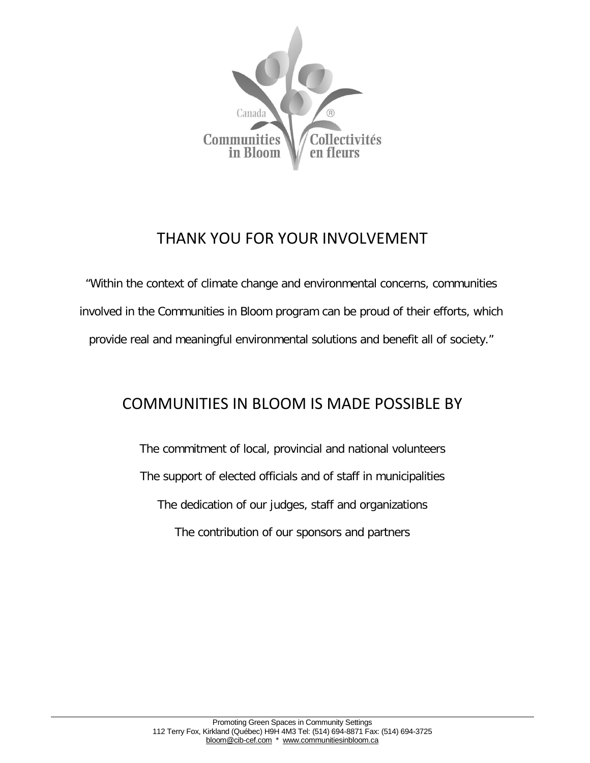# THANK YOU FOR YOUR INVOLVEMENT

"Within the context of climate change and environmental concerns, communities involved in the Communities in Bloom program can be proud of their efforts, which provide real and meaningful environmental solutions and benefit all of society."

# COMMUNITIES IN BLOOM IS MADE POSSIBLE BY

The commitment of local, provincial and national volunteers

The support of elected officials and of staff in municipalities

The dedication of our judges, staff and organizations

The contribution of our sponsors and partners

Promoting Green Spaces in Community Settings
112 Terry Fox, Kirkland (Québec) H9H 4M3 Tel: (514) 694-8871 Fax: (514) 694-3725
bloom@cib-cef.com * www.communitiesinbloom.ca